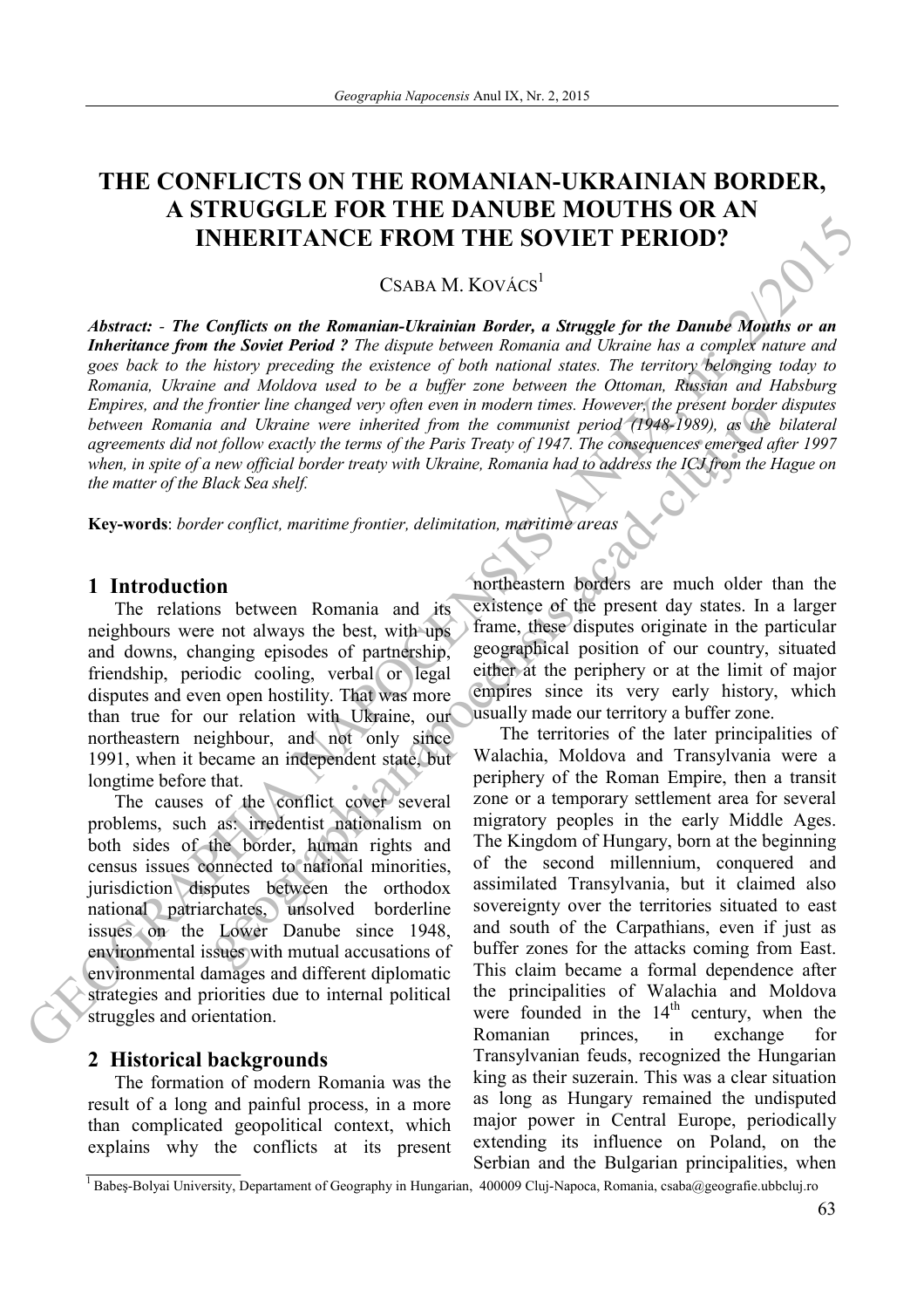# THE CONFLICTS ON THE ROMANIAN-UKRAINIAN BORDER, A STRUGGLE FOR THE DANUBE MOUTHS OR AN INHERITANCE FROM THE SOVIET PERIOD?

CSABA M. KOVÁCS[1]

***Abstract:*** *- **The Conflicts on the Romanian-Ukrainian Border, a Struggle for the Danube Mouths or an Inheritance from the Soviet Period ?** The dispute between Romania and Ukraine has a complex nature and goes back to the history preceding the existence of both national states. The territory belonging today to Romania, Ukraine and Moldova used to be a buffer zone between the Ottoman, Russian and Habsburg Empires, and the frontier line changed very often even in modern times. However, the present border disputes between Romania and Ukraine were inherited from the communist period (1948-1989), as the bilateral agreements did not follow exactly the terms of the Paris Treaty of 1947. The consequences emerged after 1997 when, in spite of a new official border treaty with Ukraine, Romania had to address the ICJ from the Hague on the matter of the Black Sea shelf.*

**Key-words**: *border conflict, maritime frontier, delimitation, maritime areas*

## 1 Introduction

The relations between Romania and its neighbours were not always the best, with ups and downs, changing episodes of partnership, friendship, periodic cooling, verbal or legal disputes and even open hostility. That was more than true for our relation with Ukraine, our northeastern neighbour, and not only since 1991, when it became an independent state, but longtime before that.

The causes of the conflict cover several problems, such as: irredentist nationalism on both sides of the border, human rights and census issues connected to national minorities, jurisdiction disputes between the orthodox national patriarchates, unsolved borderline issues on the Lower Danube since 1948, environmental issues with mutual accusations of environmental damages and different diplomatic strategies and priorities due to internal political struggles and orientation.

## 2 Historical backgrounds

The formation of modern Romania was the result of a long and painful process, in a more than complicated geopolitical context, which explains why the conflicts at its present northeastern borders are much older than the existence of the present day states. In a larger frame, these disputes originate in the particular geographical position of our country, situated either at the periphery or at the limit of major empires since its very early history, which usually made our territory a buffer zone.

The territories of the later principalities of Walachia, Moldova and Transylvania were a periphery of the Roman Empire, then a transit zone or a temporary settlement area for several migratory peoples in the early Middle Ages. The Kingdom of Hungary, born at the beginning of the second millennium, conquered and assimilated Transylvania, but it claimed also sovereignty over the territories situated to east and south of the Carpathians, even if just as buffer zones for the attacks coming from East. This claim became a formal dependence after the principalities of Walachia and Moldova were founded in the 14th century, when the Romanian princes, in exchange for Transylvanian feuds, recognized the Hungarian king as their suzerain. This was a clear situation as long as Hungary remained the undisputed major power in Central Europe, periodically extending its influence on Poland, on the Serbian and the Bulgarian principalities, when

[1] Babeş-Bolyai University, Departament of Geography in Hungarian, 400009 Cluj-Napoca, Romania, csaba@geografie.ubbcluj.ro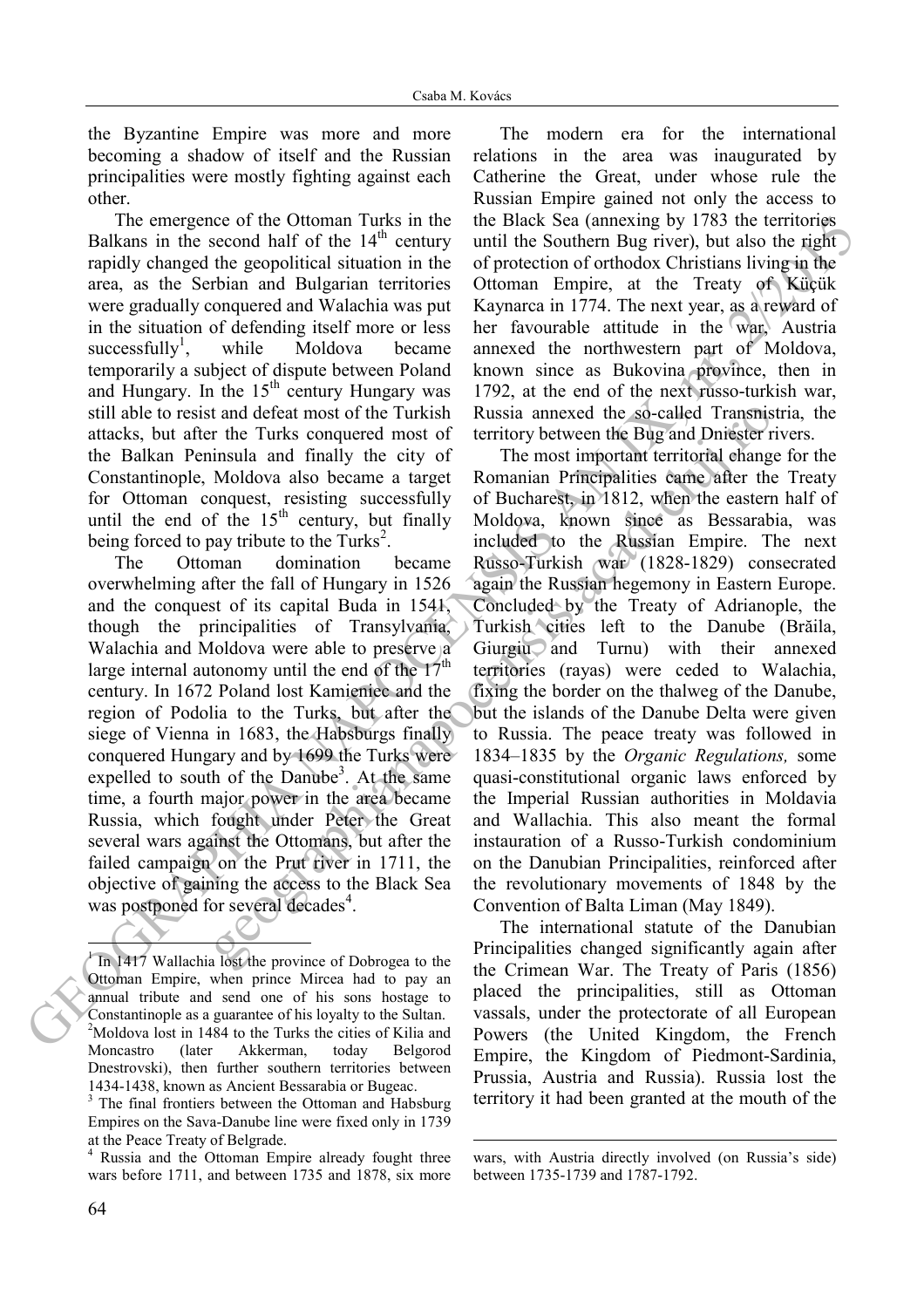the Byzantine Empire was more and more becoming a shadow of itself and the Russian principalities were mostly fighting against each other.

The emergence of the Ottoman Turks in the Balkans in the second half of the 14th century rapidly changed the geopolitical situation in the area, as the Serbian and Bulgarian territories were gradually conquered and Walachia was put in the situation of defending itself more or less successfully[1], while Moldova became temporarily a subject of dispute between Poland and Hungary. In the 15th century Hungary was still able to resist and defeat most of the Turkish attacks, but after the Turks conquered most of the Balkan Peninsula and finally the city of Constantinople, Moldova also became a target for Ottoman conquest, resisting successfully until the end of the 15th century, but finally being forced to pay tribute to the Turks[2].

The Ottoman domination became overwhelming after the fall of Hungary in 1526 and the conquest of its capital Buda in 1541, though the principalities of Transylvania, Walachia and Moldova were able to preserve a large internal autonomy until the end of the 17th century. In 1672 Poland lost Kamieniec and the region of Podolia to the Turks, but after the siege of Vienna in 1683, the Habsburgs finally conquered Hungary and by 1699 the Turks were expelled to south of the Danube[3]. At the same time, a fourth major power in the area became Russia, which fought under Peter the Great several wars against the Ottomans, but after the failed campaign on the Prut river in 1711, the objective of gaining the access to the Black Sea was postponed for several decades[4].

The modern era for the international relations in the area was inaugurated by Catherine the Great, under whose rule the Russian Empire gained not only the access to the Black Sea (annexing by 1783 the territories until the Southern Bug river), but also the right of protection of orthodox Christians living in the Ottoman Empire, at the Treaty of Küçük Kaynarca in 1774. The next year, as a reward of her favourable attitude in the war, Austria annexed the northwestern part of Moldova, known since as Bukovina province, then in 1792, at the end of the next russo-turkish war, Russia annexed the so-called Transnistria, the territory between the Bug and Dniester rivers.

The most important territorial change for the Romanian Principalities came after the Treaty of Bucharest, in 1812, when the eastern half of Moldova, known since as Bessarabia, was included to the Russian Empire. The next Russo-Turkish war (1828-1829) consecrated again the Russian hegemony in Eastern Europe. Concluded by the Treaty of Adrianople, the Turkish cities left to the Danube (Brăila, Giurgiu and Turnu) with their annexed territories (rayas) were ceded to Walachia, fixing the border on the thalweg of the Danube, but the islands of the Danube Delta were given to Russia. The peace treaty was followed in 1834–1835 by the *Organic Regulations,* some quasi-constitutional organic laws enforced by the Imperial Russian authorities in Moldavia and Wallachia. This also meant the formal instauration of a Russo-Turkish condominium on the Danubian Principalities, reinforced after the revolutionary movements of 1848 by the Convention of Balta Liman (May 1849).

The international statute of the Danubian Principalities changed significantly again after the Crimean War. The Treaty of Paris (1856) placed the principalities, still as Ottoman vassals, under the protectorate of all European Powers (the United Kingdom, the French Empire, the Kingdom of Piedmont-Sardinia, Prussia, Austria and Russia). Russia lost the territory it had been granted at the mouth of the

---

[1] In 1417 Wallachia lost the province of Dobrogea to the Ottoman Empire, when prince Mircea had to pay an annual tribute and send one of his sons hostage to Constantinople as a guarantee of his loyalty to the Sultan.

[2] Moldova lost in 1484 to the Turks the cities of Kilia and Moncastro (later Akkerman, today Belgorod Dnestrovski), then further southern territories between 1434-1438, known as Ancient Bessarabia or Bugeac.

[3] The final frontiers between the Ottoman and Habsburg Empires on the Sava-Danube line were fixed only in 1739 at the Peace Treaty of Belgrade.

[4] Russia and the Ottoman Empire already fought three wars before 1711, and between 1735 and 1878, six more wars, with Austria directly involved (on Russia's side) between 1735-1739 and 1787-1792.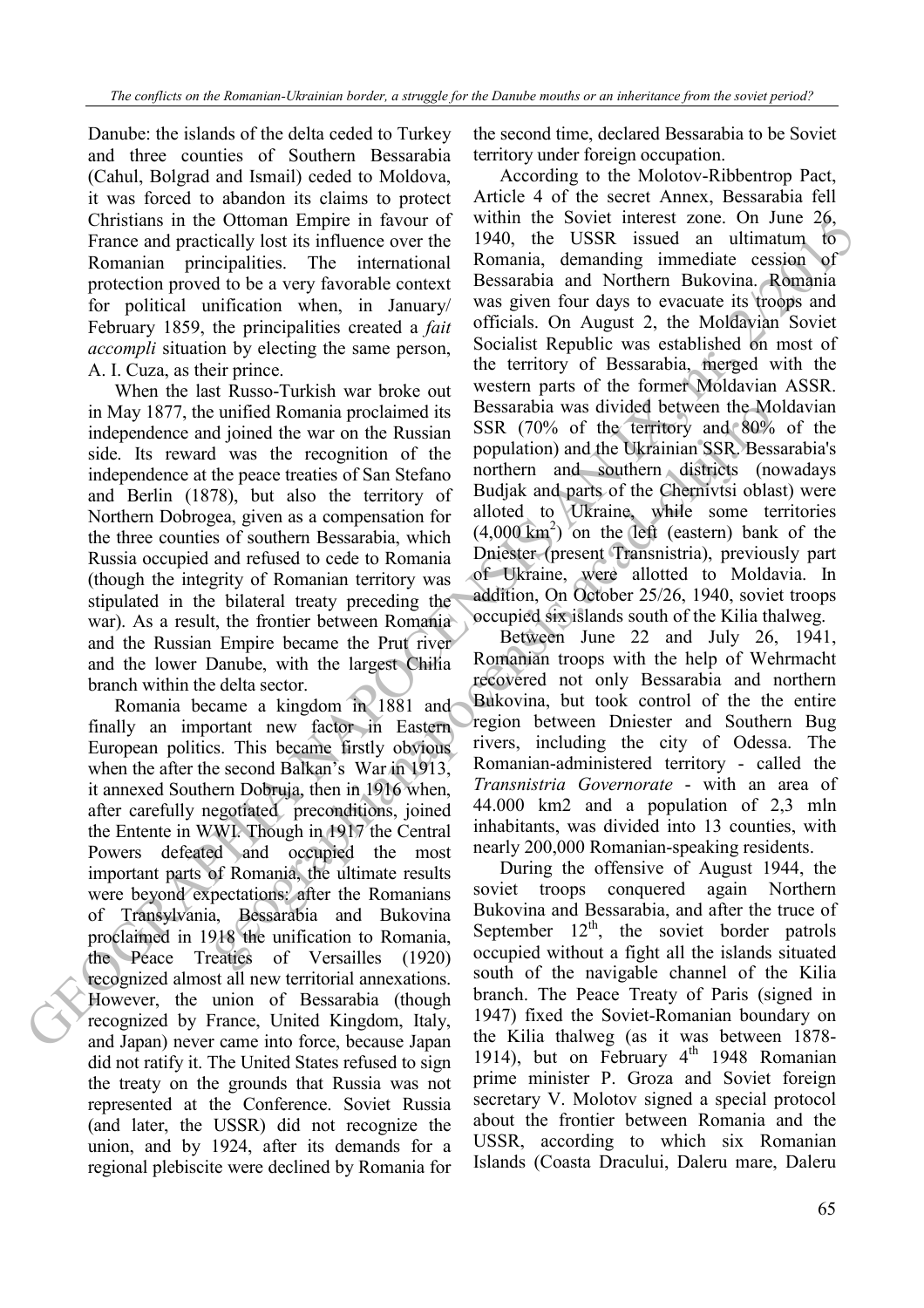Danube: the islands of the delta ceded to Turkey and three counties of Southern Bessarabia (Cahul, Bolgrad and Ismail) ceded to Moldova, it was forced to abandon its claims to protect Christians in the Ottoman Empire in favour of France and practically lost its influence over the Romanian principalities. The international protection proved to be a very favorable context for political unification when, in January/ February 1859, the principalities created a *fait accompli* situation by electing the same person, A. I. Cuza, as their prince.

When the last Russo-Turkish war broke out in May 1877, the unified Romania proclaimed its independence and joined the war on the Russian side. Its reward was the recognition of the independence at the peace treaties of San Stefano and Berlin (1878), but also the territory of Northern Dobrogea, given as a compensation for the three counties of southern Bessarabia, which Russia occupied and refused to cede to Romania (though the integrity of Romanian territory was stipulated in the bilateral treaty preceding the war). As a result, the frontier between Romania and the Russian Empire became the Prut river and the lower Danube, with the largest Chilia branch within the delta sector.

Romania became a kingdom in 1881 and finally an important new factor in Eastern European politics. This became firstly obvious when the after the second Balkan's War in 1913, it annexed Southern Dobruja, then in 1916 when, after carefully negotiated preconditions, joined the Entente in WWI. Though in 1917 the Central Powers defeated and occupied the most important parts of Romania, the ultimate results were beyond expectations: after the Romanians of Transylvania, Bessarabia and Bukovina proclaimed in 1918 the unification to Romania, the Peace Treaties of Versailles (1920) recognized almost all new territorial annexations. However, the union of Bessarabia (though recognized by France, United Kingdom, Italy, and Japan) never came into force, because Japan did not ratify it. The United States refused to sign the treaty on the grounds that Russia was not represented at the Conference. Soviet Russia (and later, the USSR) did not recognize the union, and by 1924, after its demands for a regional plebiscite were declined by Romania for the second time, declared Bessarabia to be Soviet territory under foreign occupation.

According to the Molotov-Ribbentrop Pact, Article 4 of the secret Annex, Bessarabia fell within the Soviet interest zone. On June 26, 1940, the USSR issued an ultimatum to Romania, demanding immediate cession of Bessarabia and Northern Bukovina. Romania was given four days to evacuate its troops and officials. On August 2, the Moldavian Soviet Socialist Republic was established on most of the territory of Bessarabia, merged with the western parts of the former Moldavian ASSR. Bessarabia was divided between the Moldavian SSR (70% of the territory and 80% of the population) and the Ukrainian SSR. Bessarabia's northern and southern districts (nowadays Budjak and parts of the Chernivtsi oblast) were alloted to Ukraine, while some territories (4,000 km$^2$) on the left (eastern) bank of the Dniester (present Transnistria), previously part of Ukraine, were allotted to Moldavia. In addition, On October 25/26, 1940, soviet troops occupied six islands south of the Kilia thalweg.

Between June 22 and July 26, 1941, Romanian troops with the help of Wehrmacht recovered not only Bessarabia and northern Bukovina, but took control of the the entire region between Dniester and Southern Bug rivers, including the city of Odessa. The Romanian-administered territory - called the *Transnistria Governorate* - with an area of 44.000 km2 and a population of 2,3 mln inhabitants, was divided into 13 counties, with nearly 200,000 Romanian-speaking residents.

During the offensive of August 1944, the soviet troops conquered again Northern Bukovina and Bessarabia, and after the truce of September 12$^{th}$, the soviet border patrols occupied without a fight all the islands situated south of the navigable channel of the Kilia branch. The Peace Treaty of Paris (signed in 1947) fixed the Soviet-Romanian boundary on the Kilia thalweg (as it was between 1878-1914), but on February 4$^{th}$ 1948 Romanian prime minister P. Groza and Soviet foreign secretary V. Molotov signed a special protocol about the frontier between Romania and the USSR, according to which six Romanian Islands (Coasta Dracului, Daleru mare, Daleru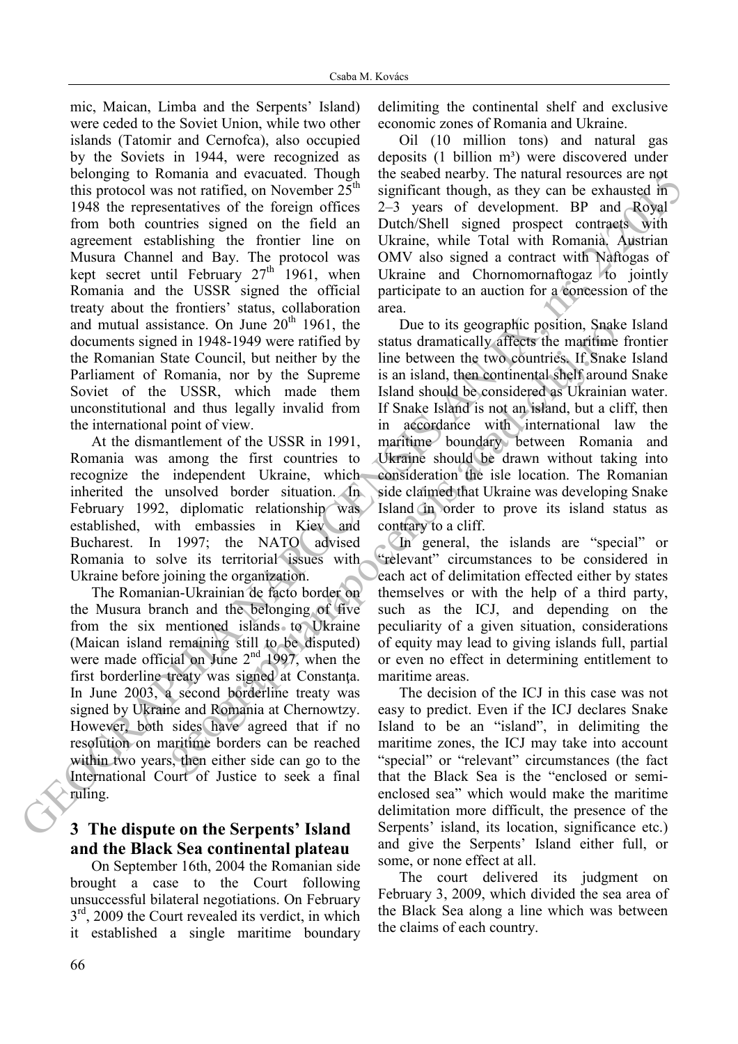mic, Maican, Limba and the Serpents' Island) were ceded to the Soviet Union, while two other islands (Tatomir and Cernofca), also occupied by the Soviets in 1944, were recognized as belonging to Romania and evacuated. Though this protocol was not ratified, on November 25th 1948 the representatives of the foreign offices from both countries signed on the field an agreement establishing the frontier line on Musura Channel and Bay. The protocol was kept secret until February 27th 1961, when Romania and the USSR signed the official treaty about the frontiers' status, collaboration and mutual assistance. On June 20th 1961, the documents signed in 1948-1949 were ratified by the Romanian State Council, but neither by the Parliament of Romania, nor by the Supreme Soviet of the USSR, which made them unconstitutional and thus legally invalid from the international point of view.

At the dismantlement of the USSR in 1991, Romania was among the first countries to recognize the independent Ukraine, which inherited the unsolved border situation. In February 1992, diplomatic relationship was established, with embassies in Kiev and Bucharest. In 1997; the NATO advised Romania to solve its territorial issues with Ukraine before joining the organization.

The Romanian-Ukrainian de facto border on the Musura branch and the belonging of five from the six mentioned islands to Ukraine (Maican island remaining still to be disputed) were made official on June 2nd 1997, when the first borderline treaty was signed at Constanţa. In June 2003, a second borderline treaty was signed by Ukraine and Romania at Chernowtzy. However, both sides have agreed that if no resolution on maritime borders can be reached within two years, then either side can go to the International Court of Justice to seek a final ruling.

## 3 The dispute on the Serpents' Island and the Black Sea continental plateau

On September 16th, 2004 the Romanian side brought a case to the Court following unsuccessful bilateral negotiations. On February 3rd, 2009 the Court revealed its verdict, in which it established a single maritime boundary delimiting the continental shelf and exclusive economic zones of Romania and Ukraine.

Oil (10 million tons) and natural gas deposits (1 billion m³) were discovered under the seabed nearby. The natural resources are not significant though, as they can be exhausted in 2–3 years of development. BP and Royal Dutch/Shell signed prospect contracts with Ukraine, while Total with Romania. Austrian OMV also signed a contract with Naftogas of Ukraine and Chornomornaftogaz to jointly participate to an auction for a concession of the area.

Due to its geographic position, Snake Island status dramatically affects the maritime frontier line between the two countries. If Snake Island is an island, then continental shelf around Snake Island should be considered as Ukrainian water. If Snake Island is not an island, but a cliff, then in accordance with international law the maritime boundary between Romania and Ukraine should be drawn without taking into consideration the isle location. The Romanian side claimed that Ukraine was developing Snake Island in order to prove its island status as contrary to a cliff.

In general, the islands are "special" or "relevant" circumstances to be considered in each act of delimitation effected either by states themselves or with the help of a third party, such as the ICJ, and depending on the peculiarity of a given situation, considerations of equity may lead to giving islands full, partial or even no effect in determining entitlement to maritime areas.

The decision of the ICJ in this case was not easy to predict. Even if the ICJ declares Snake Island to be an "island", in delimiting the maritime zones, the ICJ may take into account "special" or "relevant" circumstances (the fact that the Black Sea is the "enclosed or semi-enclosed sea" which would make the maritime delimitation more difficult, the presence of the Serpents' island, its location, significance etc.) and give the Serpents' Island either full, or some, or none effect at all.

The court delivered its judgment on February 3, 2009, which divided the sea area of the Black Sea along a line which was between the claims of each country.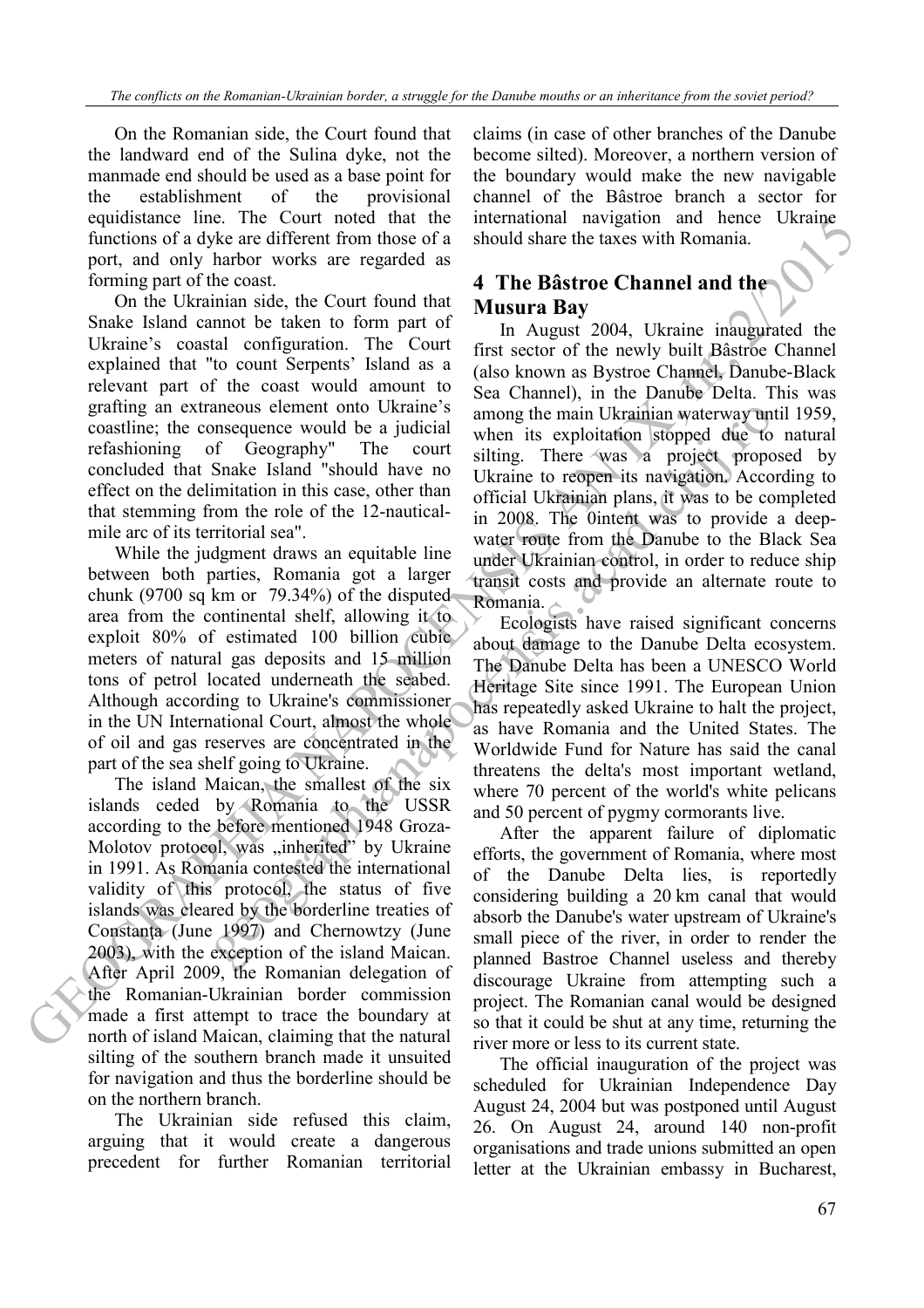On the Romanian side, the Court found that the landward end of the Sulina dyke, not the manmade end should be used as a base point for the establishment of the provisional equidistance line. The Court noted that the functions of a dyke are different from those of a port, and only harbor works are regarded as forming part of the coast.

On the Ukrainian side, the Court found that Snake Island cannot be taken to form part of Ukraine's coastal configuration. The Court explained that "to count Serpents' Island as a relevant part of the coast would amount to grafting an extraneous element onto Ukraine's coastline; the consequence would be a judicial refashioning of Geography" The court concluded that Snake Island "should have no effect on the delimitation in this case, other than that stemming from the role of the 12-nautical-mile arc of its territorial sea".

While the judgment draws an equitable line between both parties, Romania got a larger chunk (9700 sq km or 79.34%) of the disputed area from the continental shelf, allowing it to exploit 80% of estimated 100 billion cubic meters of natural gas deposits and 15 million tons of petrol located underneath the seabed. Although according to Ukraine's commissioner in the UN International Court, almost the whole of oil and gas reserves are concentrated in the part of the sea shelf going to Ukraine.

The island Maican, the smallest of the six islands ceded by Romania to the USSR according to the before mentioned 1948 Groza-Molotov protocol, was „inherited" by Ukraine in 1991. As Romania contested the international validity of this protocol, the status of five islands was cleared by the borderline treaties of Constanţa (June 1997) and Chernowtzy (June 2003), with the exception of the island Maican. After April 2009, the Romanian delegation of the Romanian-Ukrainian border commission made a first attempt to trace the boundary at north of island Maican, claiming that the natural silting of the southern branch made it unsuited for navigation and thus the borderline should be on the northern branch.

The Ukrainian side refused this claim, arguing that it would create a dangerous precedent for further Romanian territorial claims (in case of other branches of the Danube become silted). Moreover, a northern version of the boundary would make the new navigable channel of the Bâstroe branch a sector for international navigation and hence Ukraine should share the taxes with Romania.

## 4 The Bâstroe Channel and the Musura Bay

In August 2004, Ukraine inaugurated the first sector of the newly built Bâstroe Channel (also known as Bystroe Channel, Danube-Black Sea Channel), in the Danube Delta. This was among the main Ukrainian waterway until 1959, when its exploitation stopped due to natural silting. There was a project proposed by Ukraine to reopen its navigation. According to official Ukrainian plans, it was to be completed in 2008. The 0intent was to provide a deep-water route from the Danube to the Black Sea under Ukrainian control, in order to reduce ship transit costs and provide an alternate route to Romania.

Ecologists have raised significant concerns about damage to the Danube Delta ecosystem. The Danube Delta has been a UNESCO World Heritage Site since 1991. The European Union has repeatedly asked Ukraine to halt the project, as have Romania and the United States. The Worldwide Fund for Nature has said the canal threatens the delta's most important wetland, where 70 percent of the world's white pelicans and 50 percent of pygmy cormorants live.

After the apparent failure of diplomatic efforts, the government of Romania, where most of the Danube Delta lies, is reportedly considering building a 20 km canal that would absorb the Danube's water upstream of Ukraine's small piece of the river, in order to render the planned Bastroe Channel useless and thereby discourage Ukraine from attempting such a project. The Romanian canal would be designed so that it could be shut at any time, returning the river more or less to its current state.

The official inauguration of the project was scheduled for Ukrainian Independence Day August 24, 2004 but was postponed until August 26. On August 24, around 140 non-profit organisations and trade unions submitted an open letter at the Ukrainian embassy in Bucharest,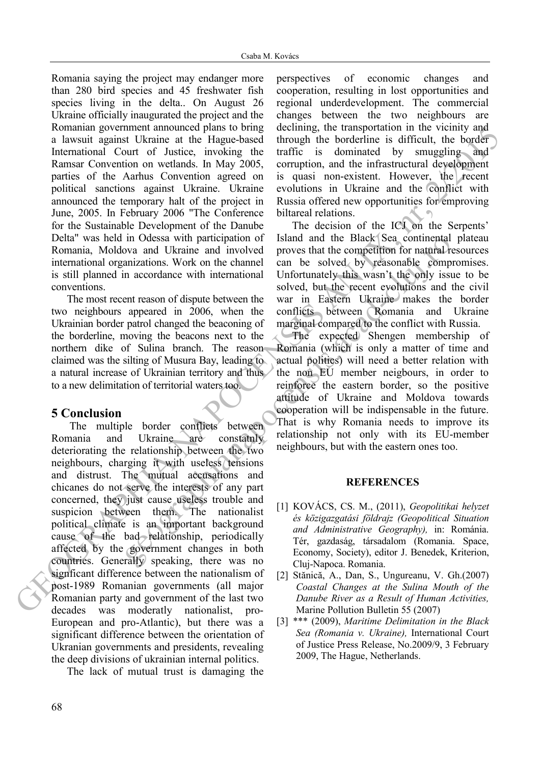Romania saying the project may endanger more than 280 bird species and 45 freshwater fish species living in the delta.. On August 26 Ukraine officially inaugurated the project and the Romanian government announced plans to bring a lawsuit against Ukraine at the Hague-based International Court of Justice, invoking the Ramsar Convention on wetlands. In May 2005, parties of the Aarhus Convention agreed on political sanctions against Ukraine. Ukraine announced the temporary halt of the project in June, 2005. In February 2006 "The Conference for the Sustainable Development of the Danube Delta" was held in Odessa with participation of Romania, Moldova and Ukraine and involved international organizations. Work on the channel is still planned in accordance with international conventions.

The most recent reason of dispute between the two neighbours appeared in 2006, when the Ukrainian border patrol changed the beaconing of the borderline, moving the beacons next to the northern dike of Sulina branch. The reason claimed was the silting of Musura Bay, leading to a natural increase of Ukrainian territory and thus to a new delimitation of territorial waters too.

## 5 Conclusion

The multiple border conflicts between Romania and Ukraine are constatnly deteriorating the relationship between the two neighbours, charging it with useless tensions and distrust. The mutual accusations and chicanes do not serve the interests of any part concerned, they just cause useless trouble and suspicion between them. The nationalist political climate is an important background cause of the bad relationship, periodically affected by the government changes in both countries. Generally speaking, there was no signficant difference between the nationalism of post-1989 Romanian governments (all major Romanian party and government of the last two decades was moderatly nationalist, pro-European and pro-Atlantic), but there was a significant difference between the orientation of Ukranian governments and presidents, revealing the deep divisions of ukrainian internal politics.

The lack of mutual trust is damaging the perspectives of economic changes and cooperation, resulting in lost opportunities and regional underdevelopment. The commercial changes between the two neighbours are declining, the transportation in the vicinity and through the borderline is difficult, the border traffic is dominated by smuggling and corruption, and the infrastructural development is quasi non-existent. However, the recent evolutions in Ukraine and the conflict with Russia offered new opportunities for emproving biltareal relations.

The decision of the ICJ on the Serpents' Island and the Black Sea continental plateau proves that the competition for natural resources can be solved by reasonable compromises. Unfortunately this wasn't the only issue to be solved, but the recent evolutions and the civil war in Eastern Ukraine makes the border conflicts between Romania and Ukraine marginal compared to the conflict with Russia.

The expected Shengen membership of Romania (which is only a matter of time and actual politics) will need a better relation with the non EU member neigbours, in order to reinforce the eastern border, so the positive attitude of Ukraine and Moldova towards cooperation will be indispensable in the future. That is why Romania needs to improve its relationship not only with its EU-member neighbours, but with the eastern ones too.

### REFERENCES

[1] KOVÁCS, CS. M., (2011), *Geopolitikai helyzet és közigazgatási földrajz (Geopolitical Situation and Administrative Geography),* in: Románia. Tér, gazdaság, társadalom (Romania. Space, Economy, Society), editor J. Benedek, Kriterion, Cluj-Napoca. Romania.

[2] Stănică, A., Dan, S., Ungureanu, V. Gh.(2007) *Coastal Changes at the Sulina Mouth of the Danube River as a Result of Human Activities,* Marine Pollution Bulletin 55 (2007)

[3] *** (2009), *Maritime Delimitation in the Black Sea (Romania v. Ukraine),* International Court of Justice Press Release, No.2009/9, 3 February 2009, The Hague, Netherlands.